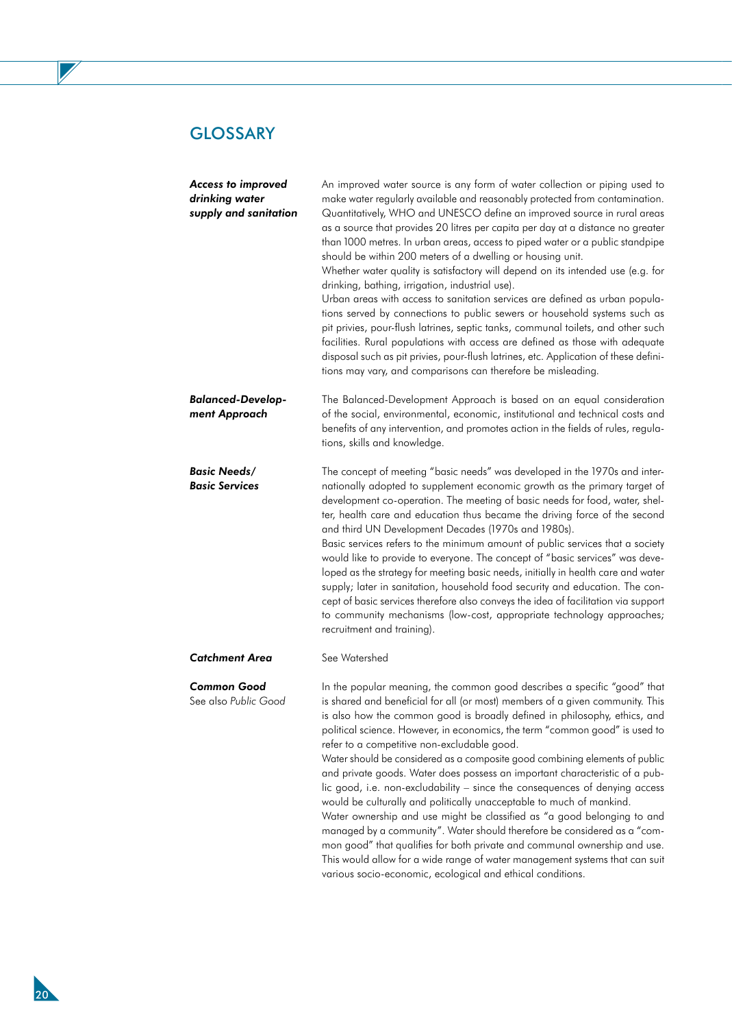# GLOSSARY

***Access to improved drinking water supply and sanitation***

An improved water source is any form of water collection or piping used to make water regularly available and reasonably protected from contamination. Quantitatively, WHO and UNESCO define an improved source in rural areas as a source that provides 20 litres per capita per day at a distance no greater than 1000 metres. In urban areas, access to piped water or a public standpipe should be within 200 meters of a dwelling or housing unit.

Whether water quality is satisfactory will depend on its intended use (e.g. for drinking, bathing, irrigation, industrial use).

Urban areas with access to sanitation services are defined as urban populations served by connections to public sewers or household systems such as pit privies, pour-flush latrines, septic tanks, communal toilets, and other such facilities. Rural populations with access are defined as those with adequate disposal such as pit privies, pour-flush latrines, etc. Application of these definitions may vary, and comparisons can therefore be misleading.

***Balanced-Development Approach***

The Balanced-Development Approach is based on an equal consideration of the social, environmental, economic, institutional and technical costs and benefits of any intervention, and promotes action in the fields of rules, regulations, skills and knowledge.

***Basic Needs/ Basic Services***

The concept of meeting "basic needs" was developed in the 1970s and internationally adopted to supplement economic growth as the primary target of development co-operation. The meeting of basic needs for food, water, shelter, health care and education thus became the driving force of the second and third UN Development Decades (1970s and 1980s).

Basic services refers to the minimum amount of public services that a society would like to provide to everyone. The concept of "basic services" was developed as the strategy for meeting basic needs, initially in health care and water supply; later in sanitation, household food security and education. The concept of basic services therefore also conveys the idea of facilitation via support to community mechanisms (low-cost, appropriate technology approaches; recruitment and training).

***Catchment Area***

See Watershed

***Common Good***
See also *Public Good*

In the popular meaning, the common good describes a specific "good" that is shared and beneficial for all (or most) members of a given community. This is also how the common good is broadly defined in philosophy, ethics, and political science. However, in economics, the term "common good" is used to refer to a competitive non-excludable good.

Water should be considered as a composite good combining elements of public and private goods. Water does possess an important characteristic of a public good, i.e. non-excludability – since the consequences of denying access would be culturally and politically unacceptable to much of mankind.

Water ownership and use might be classified as "a good belonging to and managed by a community". Water should therefore be considered as a "common good" that qualifies for both private and communal ownership and use. This would allow for a wide range of water management systems that can suit various socio-economic, ecological and ethical conditions.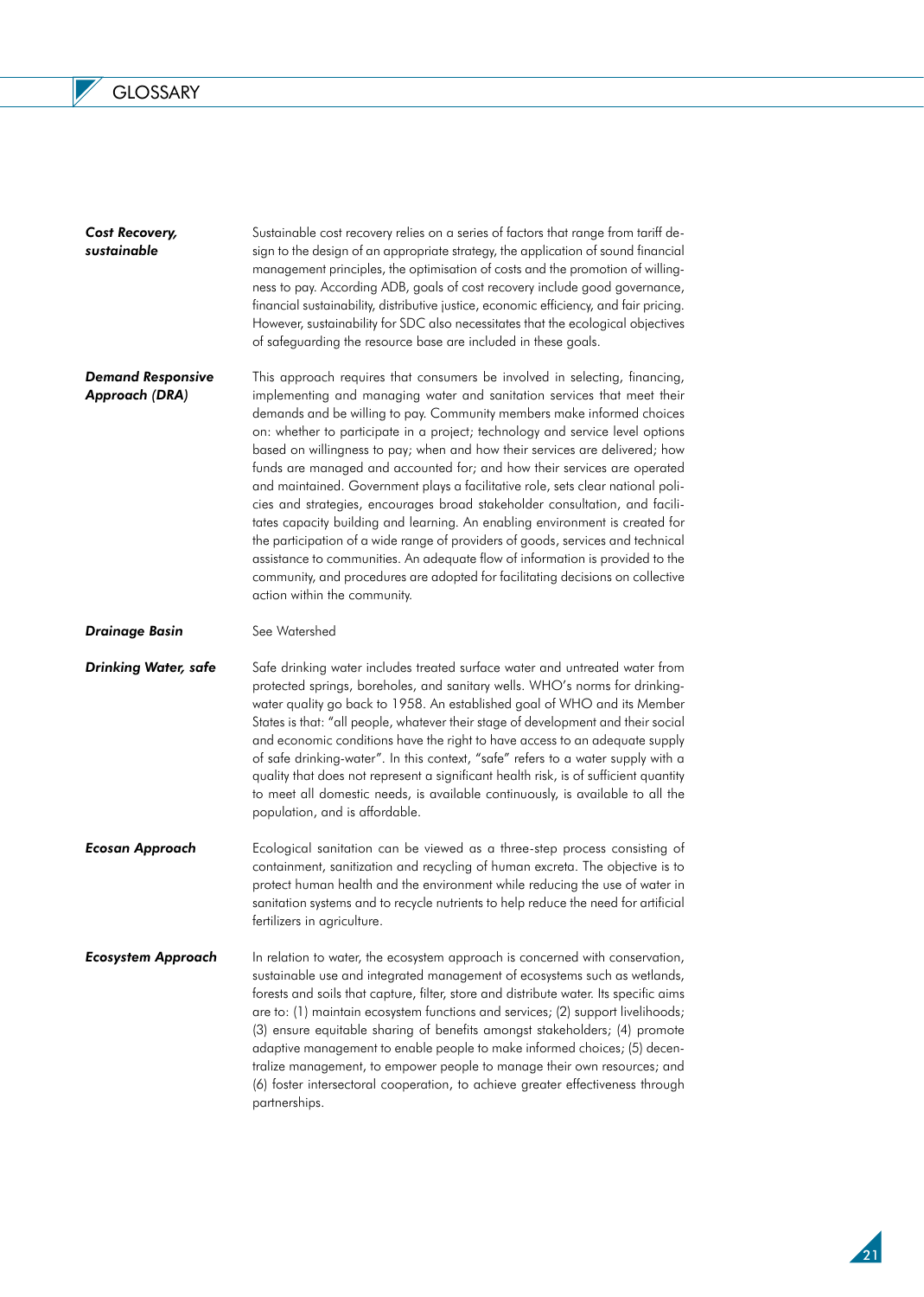**_Cost Recovery, sustainable_**

Sustainable cost recovery relies on a series of factors that range from tariff design to the design of an appropriate strategy, the application of sound financial management principles, the optimisation of costs and the promotion of willingness to pay. According ADB, goals of cost recovery include good governance, financial sustainability, distributive justice, economic efficiency, and fair pricing. However, sustainability for SDC also necessitates that the ecological objectives of safeguarding the resource base are included in these goals.

**_Demand Responsive Approach (DRA)_**

This approach requires that consumers be involved in selecting, financing, implementing and managing water and sanitation services that meet their demands and be willing to pay. Community members make informed choices on: whether to participate in a project; technology and service level options based on willingness to pay; when and how their services are delivered; how funds are managed and accounted for; and how their services are operated and maintained. Government plays a facilitative role, sets clear national policies and strategies, encourages broad stakeholder consultation, and facilitates capacity building and learning. An enabling environment is created for the participation of a wide range of providers of goods, services and technical assistance to communities. An adequate flow of information is provided to the community, and procedures are adopted for facilitating decisions on collective action within the community.

**_Drainage Basin_**

See Watershed

**_Drinking Water, safe_**

Safe drinking water includes treated surface water and untreated water from protected springs, boreholes, and sanitary wells. WHO's norms for drinking-water quality go back to 1958. An established goal of WHO and its Member States is that: "all people, whatever their stage of development and their social and economic conditions have the right to have access to an adequate supply of safe drinking-water". In this context, "safe" refers to a water supply with a quality that does not represent a significant health risk, is of sufficient quantity to meet all domestic needs, is available continuously, is available to all the population, and is affordable.

**_Ecosan Approach_**

Ecological sanitation can be viewed as a three-step process consisting of containment, sanitization and recycling of human excreta. The objective is to protect human health and the environment while reducing the use of water in sanitation systems and to recycle nutrients to help reduce the need for artificial fertilizers in agriculture.

**_Ecosystem Approach_**

In relation to water, the ecosystem approach is concerned with conservation, sustainable use and integrated management of ecosystems such as wetlands, forests and soils that capture, filter, store and distribute water. Its specific aims are to: (1) maintain ecosystem functions and services; (2) support livelihoods; (3) ensure equitable sharing of benefits amongst stakeholders; (4) promote adaptive management to enable people to make informed choices; (5) decentralize management, to empower people to manage their own resources; and (6) foster intersectoral cooperation, to achieve greater effectiveness through partnerships.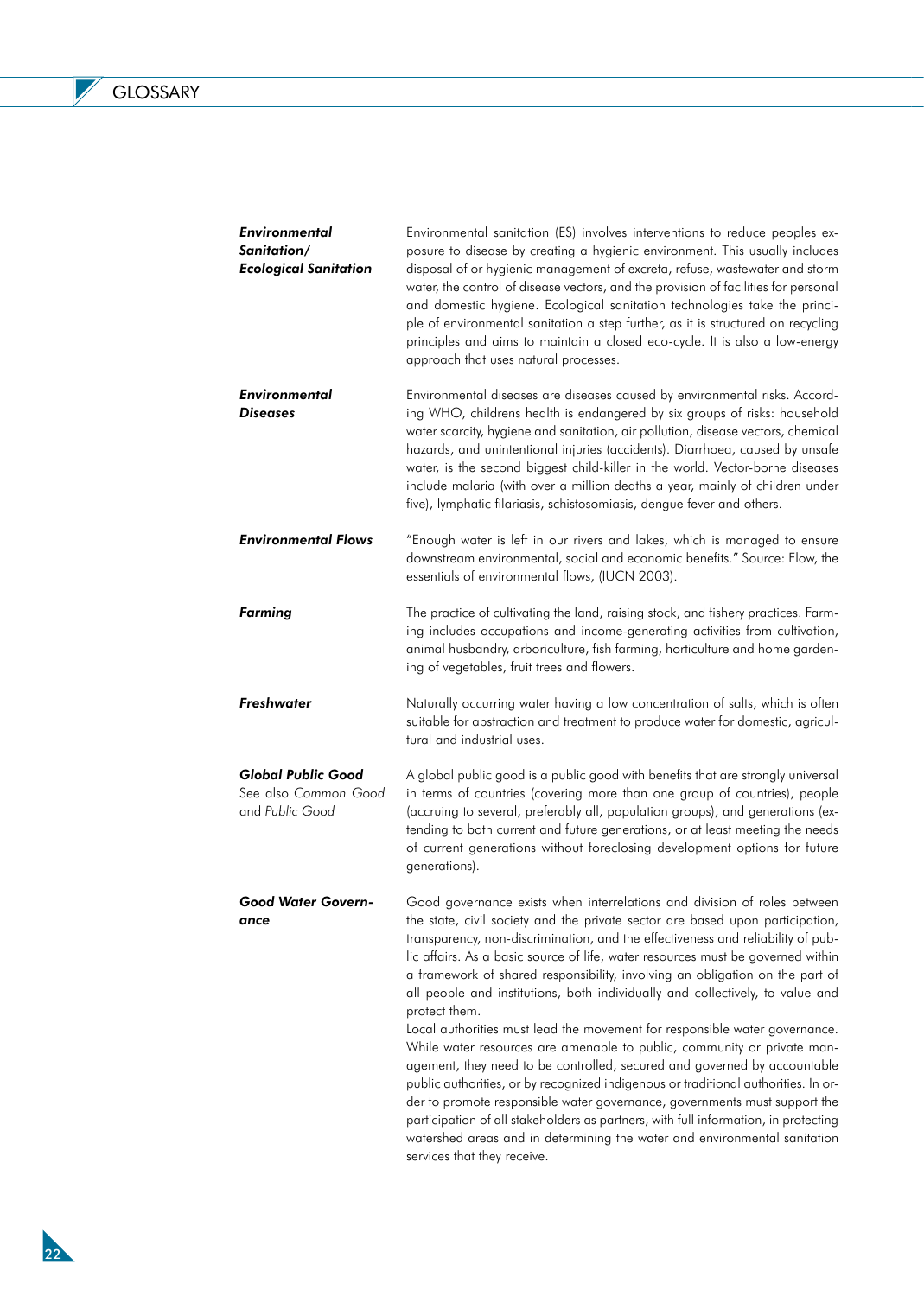**Environmental Sanitation/ Ecological Sanitation**

Environmental sanitation (ES) involves interventions to reduce peoples exposure to disease by creating a hygienic environment. This usually includes disposal of or hygienic management of excreta, refuse, wastewater and storm water, the control of disease vectors, and the provision of facilities for personal and domestic hygiene. Ecological sanitation technologies take the principle of environmental sanitation a step further, as it is structured on recycling principles and aims to maintain a closed eco-cycle. It is also a low-energy approach that uses natural processes.

**Environmental Diseases**

Environmental diseases are diseases caused by environmental risks. According WHO, childrens health is endangered by six groups of risks: household water scarcity, hygiene and sanitation, air pollution, disease vectors, chemical hazards, and unintentional injuries (accidents). Diarrhoea, caused by unsafe water, is the second biggest child-killer in the world. Vector-borne diseases include malaria (with over a million deaths a year, mainly of children under five), lymphatic filariasis, schistosomiasis, dengue fever and others.

**Environmental Flows**

"Enough water is left in our rivers and lakes, which is managed to ensure downstream environmental, social and economic benefits." Source: Flow, the essentials of environmental flows, (IUCN 2003).

**Farming**

The practice of cultivating the land, raising stock, and fishery practices. Farming includes occupations and income-generating activities from cultivation, animal husbandry, arboriculture, fish farming, horticulture and home gardening of vegetables, fruit trees and flowers.

**Freshwater**

Naturally occurring water having a low concentration of salts, which is often suitable for abstraction and treatment to produce water for domestic, agricultural and industrial uses.

**Global Public Good**
See also *Common Good* and *Public Good*

A global public good is a public good with benefits that are strongly universal in terms of countries (covering more than one group of countries), people (accruing to several, preferably all, population groups), and generations (extending to both current and future generations, or at least meeting the needs of current generations without foreclosing development options for future generations).

**Good Water Governance**

Good governance exists when interrelations and division of roles between the state, civil society and the private sector are based upon participation, transparency, non-discrimination, and the effectiveness and reliability of public affairs. As a basic source of life, water resources must be governed within a framework of shared responsibility, involving an obligation on the part of all people and institutions, both individually and collectively, to value and protect them.

Local authorities must lead the movement for responsible water governance. While water resources are amenable to public, community or private management, they need to be controlled, secured and governed by accountable public authorities, or by recognized indigenous or traditional authorities. In order to promote responsible water governance, governments must support the participation of all stakeholders as partners, with full information, in protecting watershed areas and in determining the water and environmental sanitation services that they receive.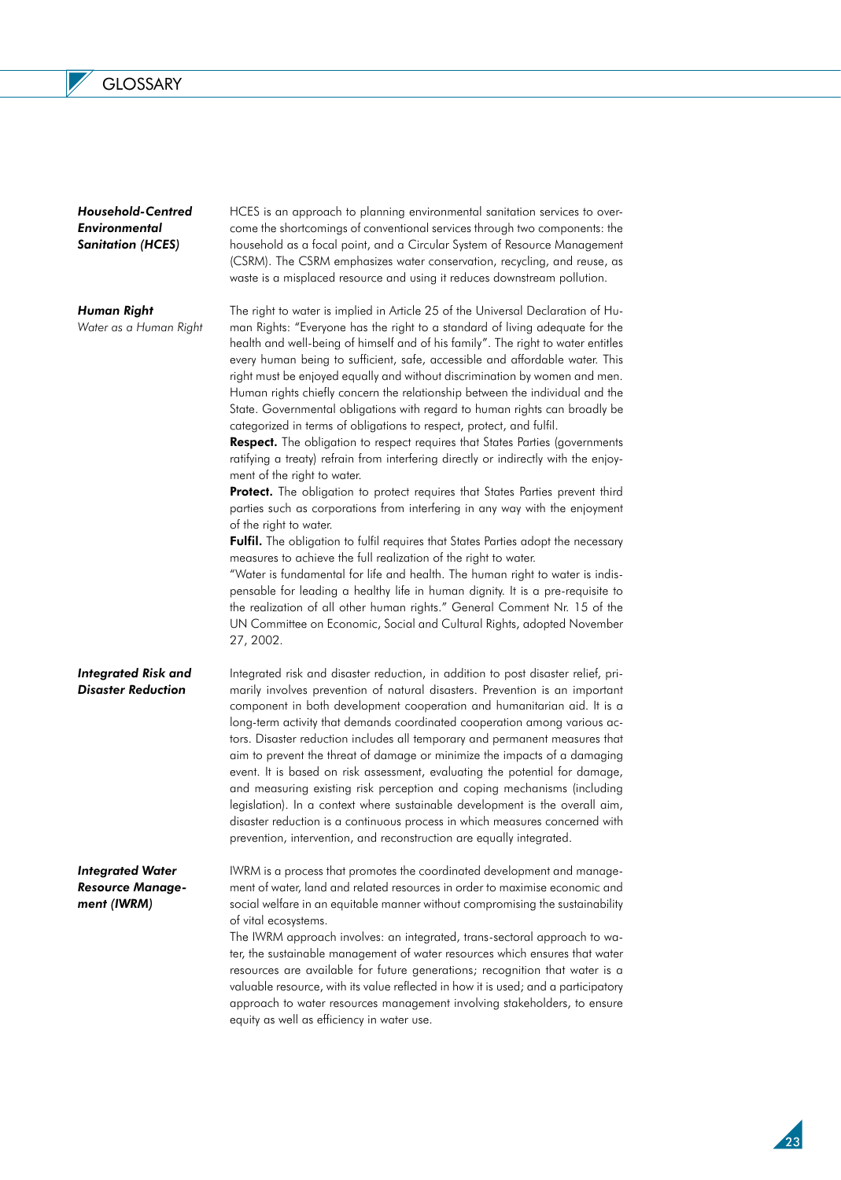# GLOSSARY

**_Household-Centred Environmental Sanitation (HCES)_**

HCES is an approach to planning environmental sanitation services to overcome the shortcomings of conventional services through two components: the household as a focal point, and a Circular System of Resource Management (CSRM). The CSRM emphasizes water conservation, recycling, and reuse, as waste is a misplaced resource and using it reduces downstream pollution.

**_Human Right_**
*Water as a Human Right*

The right to water is implied in Article 25 of the Universal Declaration of Human Rights: "Everyone has the right to a standard of living adequate for the health and well-being of himself and of his family". The right to water entitles every human being to sufficient, safe, accessible and affordable water. This right must be enjoyed equally and without discrimination by women and men. Human rights chiefly concern the relationship between the individual and the State. Governmental obligations with regard to human rights can broadly be categorized in terms of obligations to respect, protect, and fulfil.

**Respect.** The obligation to respect requires that States Parties (governments ratifying a treaty) refrain from interfering directly or indirectly with the enjoyment of the right to water.

**Protect.** The obligation to protect requires that States Parties prevent third parties such as corporations from interfering in any way with the enjoyment of the right to water.

**Fulfil.** The obligation to fulfil requires that States Parties adopt the necessary measures to achieve the full realization of the right to water.

"Water is fundamental for life and health. The human right to water is indispensable for leading a healthy life in human dignity. It is a pre-requisite to the realization of all other human rights." General Comment Nr. 15 of the UN Committee on Economic, Social and Cultural Rights, adopted November 27, 2002.

**_Integrated Risk and Disaster Reduction_**

Integrated risk and disaster reduction, in addition to post disaster relief, primarily involves prevention of natural disasters. Prevention is an important component in both development cooperation and humanitarian aid. It is a long-term activity that demands coordinated cooperation among various actors. Disaster reduction includes all temporary and permanent measures that aim to prevent the threat of damage or minimize the impacts of a damaging event. It is based on risk assessment, evaluating the potential for damage, and measuring existing risk perception and coping mechanisms (including legislation). In a context where sustainable development is the overall aim, disaster reduction is a continuous process in which measures concerned with prevention, intervention, and reconstruction are equally integrated.

**_Integrated Water Resource Management (IWRM)_**

IWRM is a process that promotes the coordinated development and management of water, land and related resources in order to maximise economic and social welfare in an equitable manner without compromising the sustainability of vital ecosystems.

The IWRM approach involves: an integrated, trans-sectoral approach to water, the sustainable management of water resources which ensures that water resources are available for future generations; recognition that water is a valuable resource, with its value reflected in how it is used; and a participatory approach to water resources management involving stakeholders, to ensure equity as well as efficiency in water use.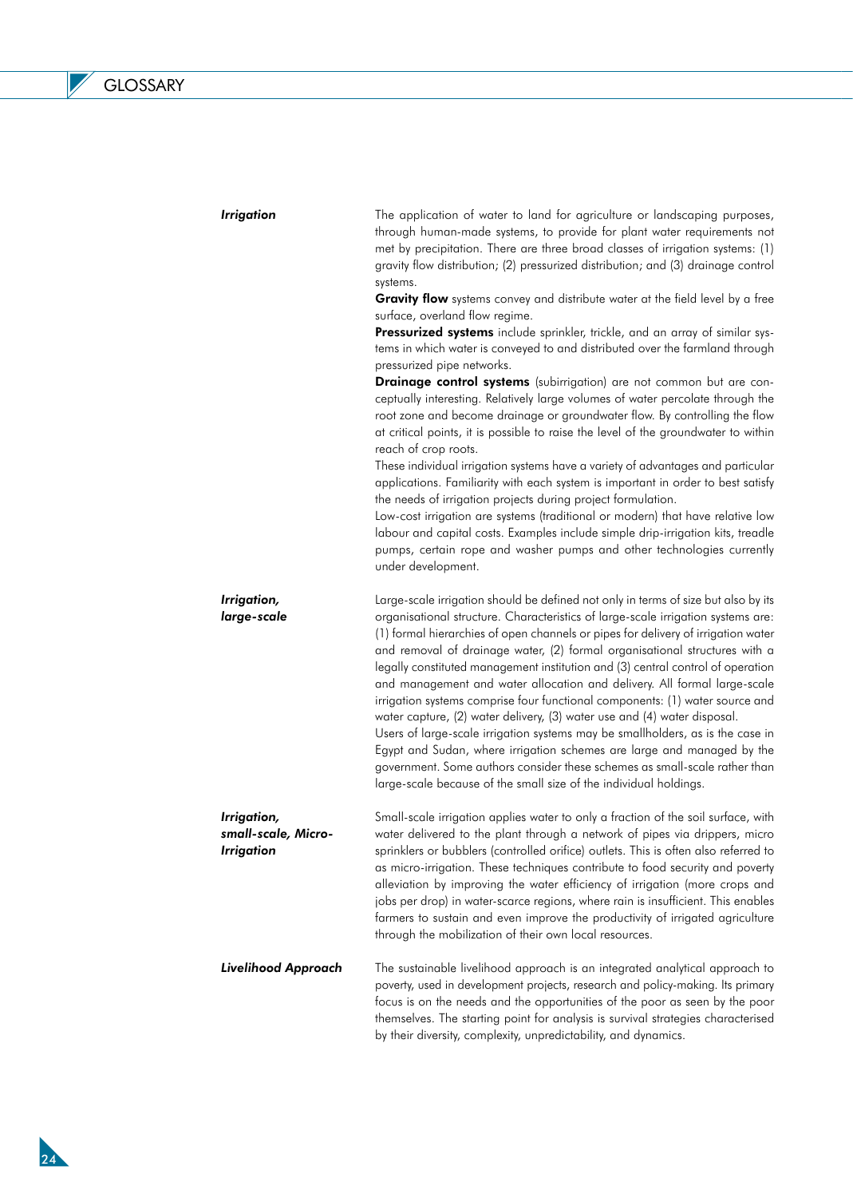## GLOSSARY

***Irrigation***

The application of water to land for agriculture or landscaping purposes, through human-made systems, to provide for plant water requirements not met by precipitation. There are three broad classes of irrigation systems: (1) gravity flow distribution; (2) pressurized distribution; and (3) drainage control systems.

**Gravity flow** systems convey and distribute water at the field level by a free surface, overland flow regime.

**Pressurized systems** include sprinkler, trickle, and an array of similar systems in which water is conveyed to and distributed over the farmland through pressurized pipe networks.

**Drainage control systems** (subirrigation) are not common but are conceptually interesting. Relatively large volumes of water percolate through the root zone and become drainage or groundwater flow. By controlling the flow at critical points, it is possible to raise the level of the groundwater to within reach of crop roots.

These individual irrigation systems have a variety of advantages and particular applications. Familiarity with each system is important in order to best satisfy the needs of irrigation projects during project formulation.

Low-cost irrigation are systems (traditional or modern) that have relative low labour and capital costs. Examples include simple drip-irrigation kits, treadle pumps, certain rope and washer pumps and other technologies currently under development.

***Irrigation, large-scale***

Large-scale irrigation should be defined not only in terms of size but also by its organisational structure. Characteristics of large-scale irrigation systems are: (1) formal hierarchies of open channels or pipes for delivery of irrigation water and removal of drainage water, (2) formal organisational structures with a legally constituted management institution and (3) central control of operation and management and water allocation and delivery. All formal large-scale irrigation systems comprise four functional components: (1) water source and water capture, (2) water delivery, (3) water use and (4) water disposal.

Users of large-scale irrigation systems may be smallholders, as is the case in Egypt and Sudan, where irrigation schemes are large and managed by the government. Some authors consider these schemes as small-scale rather than large-scale because of the small size of the individual holdings.

***Irrigation, small-scale, Micro-Irrigation***

Small-scale irrigation applies water to only a fraction of the soil surface, with water delivered to the plant through a network of pipes via drippers, micro sprinklers or bubblers (controlled orifice) outlets. This is often also referred to as micro-irrigation. These techniques contribute to food security and poverty alleviation by improving the water efficiency of irrigation (more crops and jobs per drop) in water-scarce regions, where rain is insufficient. This enables farmers to sustain and even improve the productivity of irrigated agriculture through the mobilization of their own local resources.

***Livelihood Approach***

The sustainable livelihood approach is an integrated analytical approach to poverty, used in development projects, research and policy-making. Its primary focus is on the needs and the opportunities of the poor as seen by the poor themselves. The starting point for analysis is survival strategies characterised by their diversity, complexity, unpredictability, and dynamics.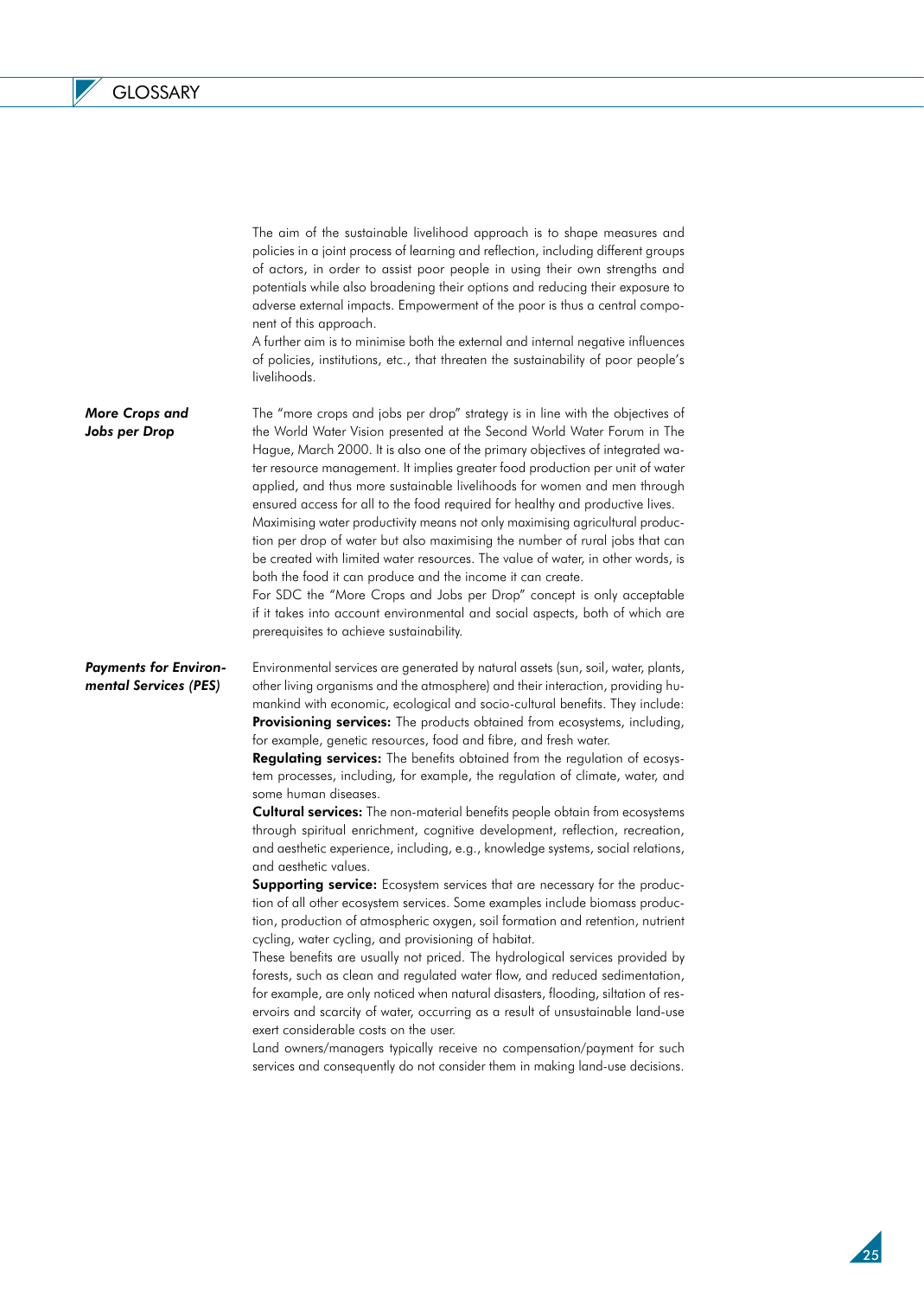The aim of the sustainable livelihood approach is to shape measures and policies in a joint process of learning and reflection, including different groups of actors, in order to assist poor people in using their own strengths and potentials while also broadening their options and reducing their exposure to adverse external impacts. Empowerment of the poor is thus a central component of this approach.
A further aim is to minimise both the external and internal negative influences of policies, institutions, etc., that threaten the sustainability of poor people's livelihoods.

***More Crops and Jobs per Drop***

The "more crops and jobs per drop" strategy is in line with the objectives of the World Water Vision presented at the Second World Water Forum in The Hague, March 2000. It is also one of the primary objectives of integrated water resource management. It implies greater food production per unit of water applied, and thus more sustainable livelihoods for women and men through ensured access for all to the food required for healthy and productive lives.
Maximising water productivity means not only maximising agricultural production per drop of water but also maximising the number of rural jobs that can be created with limited water resources. The value of water, in other words, is both the food it can produce and the income it can create.
For SDC the "More Crops and Jobs per Drop" concept is only acceptable if it takes into account environmental and social aspects, both of which are prerequisites to achieve sustainability.

***Payments for Environmental Services (PES)***

Environmental services are generated by natural assets (sun, soil, water, plants, other living organisms and the atmosphere) and their interaction, providing humankind with economic, ecological and socio-cultural benefits. They include:
**Provisioning services:** The products obtained from ecosystems, including, for example, genetic resources, food and fibre, and fresh water.
**Regulating services:** The benefits obtained from the regulation of ecosystem processes, including, for example, the regulation of climate, water, and some human diseases.
**Cultural services:** The non-material benefits people obtain from ecosystems through spiritual enrichment, cognitive development, reflection, recreation, and aesthetic experience, including, e.g., knowledge systems, social relations, and aesthetic values.
**Supporting service:** Ecosystem services that are necessary for the production of all other ecosystem services. Some examples include biomass production, production of atmospheric oxygen, soil formation and retention, nutrient cycling, water cycling, and provisioning of habitat.
These benefits are usually not priced. The hydrological services provided by forests, such as clean and regulated water flow, and reduced sedimentation, for example, are only noticed when natural disasters, flooding, siltation of reservoirs and scarcity of water, occurring as a result of unsustainable land-use exert considerable costs on the user.
Land owners/managers typically receive no compensation/payment for such services and consequently do not consider them in making land-use decisions.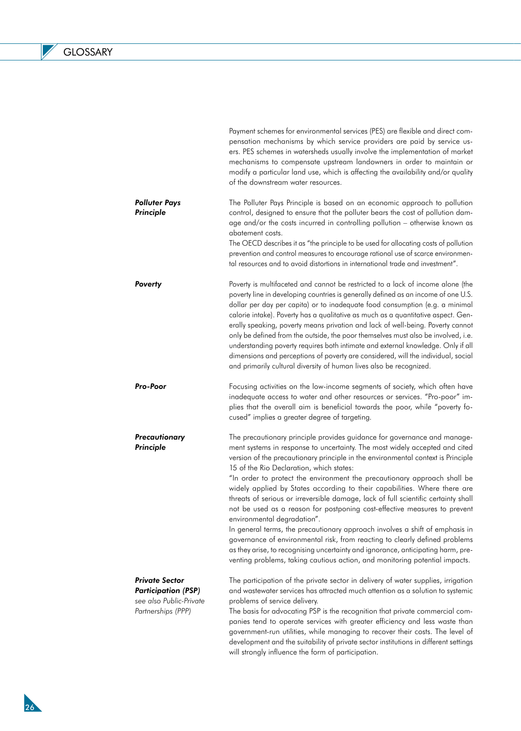Payment schemes for environmental services (PES) are flexible and direct compensation mechanisms by which service providers are paid by service users. PES schemes in watersheds usually involve the implementation of market mechanisms to compensate upstream landowners in order to maintain or modify a particular land use, which is affecting the availability and/or quality of the downstream water resources.

***Polluter Pays Principle***

The Polluter Pays Principle is based on an economic approach to pollution control, designed to ensure that the polluter bears the cost of pollution damage and/or the costs incurred in controlling pollution – otherwise known as abatement costs.
The OECD describes it as "the principle to be used for allocating costs of pollution prevention and control measures to encourage rational use of scarce environmental resources and to avoid distortions in international trade and investment".

***Poverty***

Poverty is multifaceted and cannot be restricted to a lack of income alone (the poverty line in developing countries is generally defined as an income of one U.S. dollar per day per capita) or to inadequate food consumption (e.g. a minimal calorie intake). Poverty has a qualitative as much as a quantitative aspect. Generally speaking, poverty means privation and lack of well-being. Poverty cannot only be defined from the outside, the poor themselves must also be involved, i.e. understanding poverty requires both intimate and external knowledge. Only if all dimensions and perceptions of poverty are considered, will the individual, social and primarily cultural diversity of human lives also be recognized.

***Pro-Poor***

Focusing activities on the low-income segments of society, which often have inadequate access to water and other resources or services. "Pro-poor" implies that the overall aim is beneficial towards the poor, while "poverty focused" implies a greater degree of targeting.

***Precautionary Principle***

The precautionary principle provides guidance for governance and management systems in response to uncertainty. The most widely accepted and cited version of the precautionary principle in the environmental context is Principle 15 of the Rio Declaration, which states:
"In order to protect the environment the precautionary approach shall be widely applied by States according to their capabilities. Where there are threats of serious or irreversible damage, lack of full scientific certainty shall not be used as a reason for postponing cost-effective measures to prevent environmental degradation".
In general terms, the precautionary approach involves a shift of emphasis in governance of environmental risk, from reacting to clearly defined problems as they arise, to recognising uncertainty and ignorance, anticipating harm, preventing problems, taking cautious action, and monitoring potential impacts.

***Private Sector Participation (PSP)***
*see also Public-Private Partnerships (PPP)*

The participation of the private sector in delivery of water supplies, irrigation and wastewater services has attracted much attention as a solution to systemic problems of service delivery.
The basis for advocating PSP is the recognition that private commercial companies tend to operate services with greater efficiency and less waste than government-run utilities, while managing to recover their costs. The level of development and the suitability of private sector institutions in different settings will strongly influence the form of participation.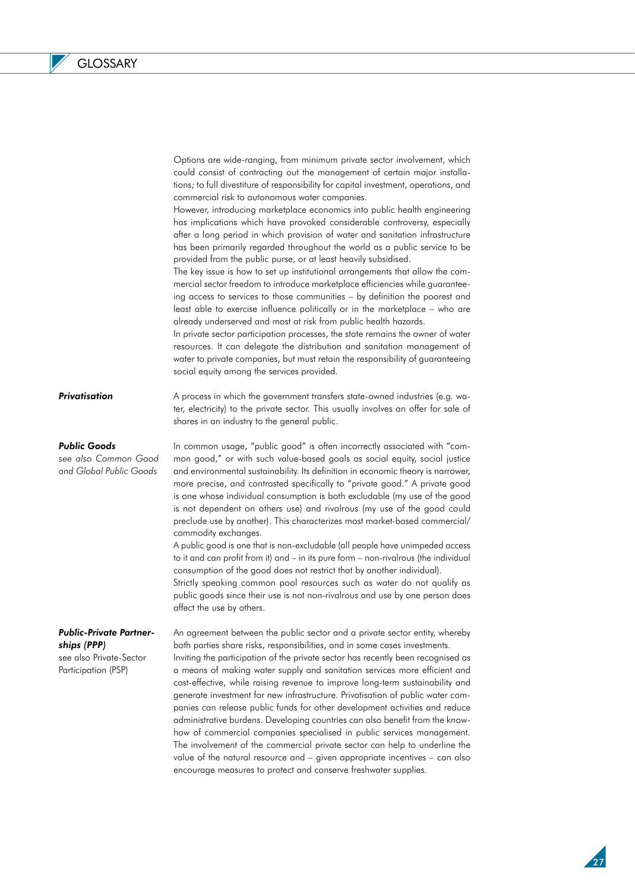Options are wide-ranging, from minimum private sector involvement, which could consist of contracting out the management of certain major installations; to full divestiture of responsibility for capital investment, operations, and commercial risk to autonomous water companies.

However, introducing marketplace economics into public health engineering has implications which have provoked considerable controversy, especially after a long period in which provision of water and sanitation infrastructure has been primarily regarded throughout the world as a public service to be provided from the public purse, or at least heavily subsidised.

The key issue is how to set up institutional arrangements that allow the commercial sector freedom to introduce marketplace efficiencies while guaranteeing access to services to those communities – by definition the poorest and least able to exercise influence politically or in the marketplace – who are already underserved and most at risk from public health hazards.

In private sector participation processes, the state remains the owner of water resources. It can delegate the distribution and sanitation management of water to private companies, but must retain the responsibility of guaranteeing social equity among the services provided.

***Privatisation***

A process in which the government transfers state-owned industries (e.g. water, electricity) to the private sector. This usually involves an offer for sale of shares in an industry to the general public.

***Public Goods***
*see also Common Good and Global Public Goods*

In common usage, "public good" is often incorrectly associated with "common good," or with such value-based goals as social equity, social justice and environmental sustainability. Its definition in economic theory is narrower, more precise, and contrasted specifically to "private good." A private good is one whose individual consumption is both excludable (my use of the good is not dependent on others use) and rivalrous (my use of the good could preclude use by another). This characterizes most market-based commercial/commodity exchanges.

A public good is one that is non-excludable (all people have unimpeded access to it and can profit from it) and – in its pure form – non-rivalrous (the individual consumption of the good does not restrict that by another individual).

Strictly speaking common pool resources such as water do not qualify as public goods since their use is not non-rivalrous and use by one person does affect the use by others.

***Public-Private Partnerships (PPP)***
see also Private-Sector Participation (PSP)

An agreement between the public sector and a private sector entity, whereby both parties share risks, responsibilities, and in some cases investments.

Inviting the participation of the private sector has recently been recognised as a means of making water supply and sanitation services more efficient and cost-effective, while raising revenue to improve long-term sustainability and generate investment for new infrastructure. Privatisation of public water companies can release public funds for other development activities and reduce administrative burdens. Developing countries can also benefit from the know-how of commercial companies specialised in public services management.

The involvement of the commercial private sector can help to underline the value of the natural resource and – given appropriate incentives – can also encourage measures to protect and conserve freshwater supplies.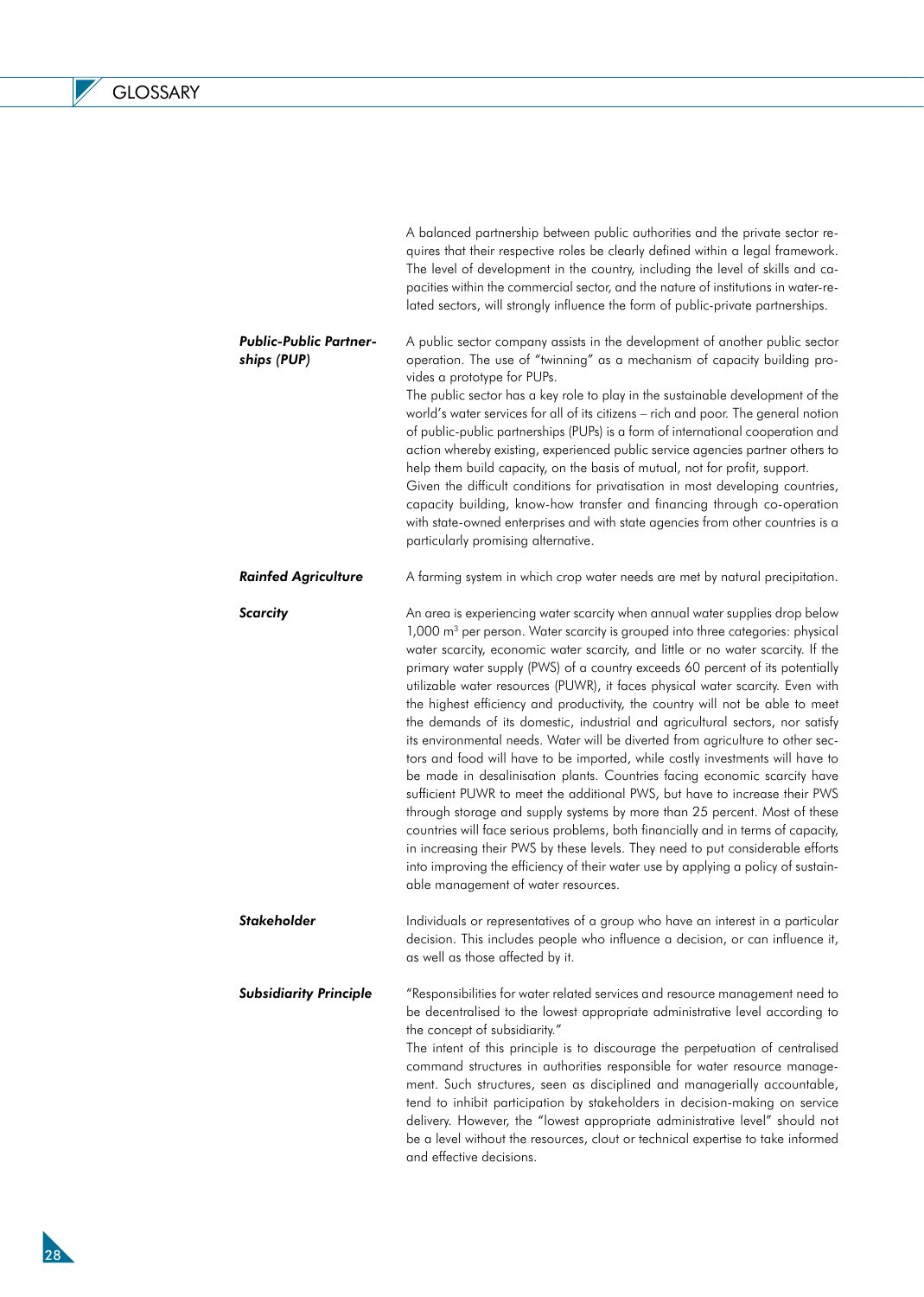A balanced partnership between public authorities and the private sector requires that their respective roles be clearly defined within a legal framework. The level of development in the country, including the level of skills and capacities within the commercial sector, and the nature of institutions in water-related sectors, will strongly influence the form of public-private partnerships.

***Public-Public Partnerships (PUP)***

A public sector company assists in the development of another public sector operation. The use of "twinning" as a mechanism of capacity building provides a prototype for PUPs.

The public sector has a key role to play in the sustainable development of the world's water services for all of its citizens – rich and poor. The general notion of public-public partnerships (PUPs) is a form of international cooperation and action whereby existing, experienced public service agencies partner others to help them build capacity, on the basis of mutual, not for profit, support.

Given the difficult conditions for privatisation in most developing countries, capacity building, know-how transfer and financing through co-operation with state-owned enterprises and with state agencies from other countries is a particularly promising alternative.

***Rainfed Agriculture***

A farming system in which crop water needs are met by natural precipitation.

***Scarcity***

An area is experiencing water scarcity when annual water supplies drop below 1,000 m$^3$ per person. Water scarcity is grouped into three categories: physical water scarcity, economic water scarcity, and little or no water scarcity. If the primary water supply (PWS) of a country exceeds 60 percent of its potentially utilizable water resources (PUWR), it faces physical water scarcity. Even with the highest efficiency and productivity, the country will not be able to meet the demands of its domestic, industrial and agricultural sectors, nor satisfy its environmental needs. Water will be diverted from agriculture to other sectors and food will have to be imported, while costly investments will have to be made in desalinisation plants. Countries facing economic scarcity have sufficient PUWR to meet the additional PWS, but have to increase their PWS through storage and supply systems by more than 25 percent. Most of these countries will face serious problems, both financially and in terms of capacity, in increasing their PWS by these levels. They need to put considerable efforts into improving the efficiency of their water use by applying a policy of sustainable management of water resources.

***Stakeholder***

Individuals or representatives of a group who have an interest in a particular decision. This includes people who influence a decision, or can influence it, as well as those affected by it.

***Subsidiarity Principle***

"Responsibilities for water related services and resource management need to be decentralised to the lowest appropriate administrative level according to the concept of subsidiarity."

The intent of this principle is to discourage the perpetuation of centralised command structures in authorities responsible for water resource management. Such structures, seen as disciplined and managerially accountable, tend to inhibit participation by stakeholders in decision-making on service delivery. However, the "lowest appropriate administrative level" should not be a level without the resources, clout or technical expertise to take informed and effective decisions.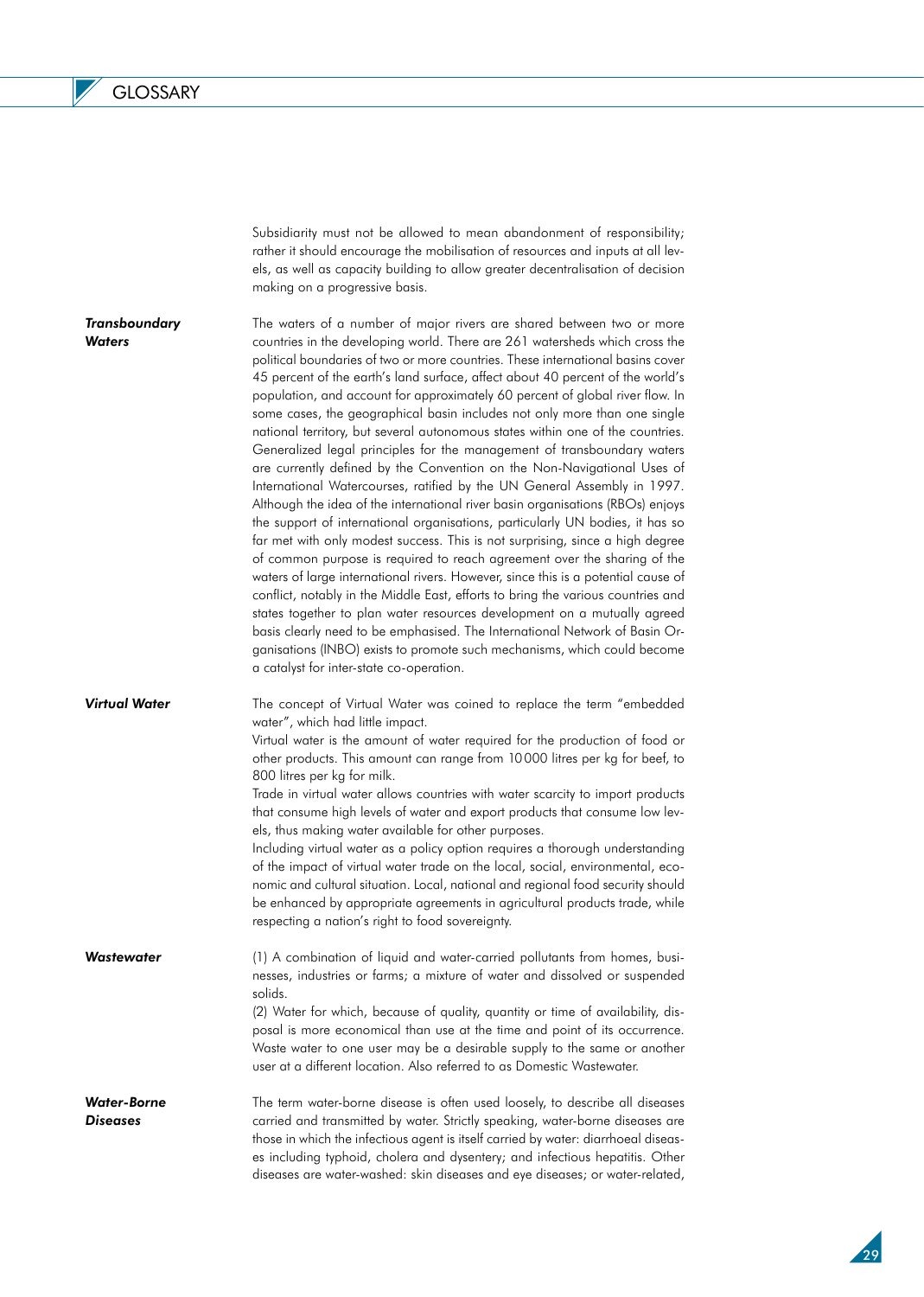Subsidiarity must not be allowed to mean abandonment of responsibility; rather it should encourage the mobilisation of resources and inputs at all levels, as well as capacity building to allow greater decentralisation of decision making on a progressive basis.

***Transboundary Waters***

The waters of a number of major rivers are shared between two or more countries in the developing world. There are 261 watersheds which cross the political boundaries of two or more countries. These international basins cover 45 percent of the earth's land surface, affect about 40 percent of the world's population, and account for approximately 60 percent of global river flow. In some cases, the geographical basin includes not only more than one single national territory, but several autonomous states within one of the countries. Generalized legal principles for the management of transboundary waters are currently defined by the Convention on the Non-Navigational Uses of International Watercourses, ratified by the UN General Assembly in 1997. Although the idea of the international river basin organisations (RBOs) enjoys the support of international organisations, particularly UN bodies, it has so far met with only modest success. This is not surprising, since a high degree of common purpose is required to reach agreement over the sharing of the waters of large international rivers. However, since this is a potential cause of conflict, notably in the Middle East, efforts to bring the various countries and states together to plan water resources development on a mutually agreed basis clearly need to be emphasised. The International Network of Basin Organisations (INBO) exists to promote such mechanisms, which could become a catalyst for inter-state co-operation.

***Virtual Water***

The concept of Virtual Water was coined to replace the term "embedded water", which had little impact.

Virtual water is the amount of water required for the production of food or other products. This amount can range from 10 000 litres per kg for beef, to 800 litres per kg for milk.

Trade in virtual water allows countries with water scarcity to import products that consume high levels of water and export products that consume low levels, thus making water available for other purposes.

Including virtual water as a policy option requires a thorough understanding of the impact of virtual water trade on the local, social, environmental, economic and cultural situation. Local, national and regional food security should be enhanced by appropriate agreements in agricultural products trade, while respecting a nation's right to food sovereignty.

***Wastewater***

(1) A combination of liquid and water-carried pollutants from homes, businesses, industries or farms; a mixture of water and dissolved or suspended solids.

(2) Water for which, because of quality, quantity or time of availability, disposal is more economical than use at the time and point of its occurrence. Waste water to one user may be a desirable supply to the same or another user at a different location. Also referred to as Domestic Wastewater.

***Water-Borne Diseases***

The term water-borne disease is often used loosely, to describe all diseases carried and transmitted by water. Strictly speaking, water-borne diseases are those in which the infectious agent is itself carried by water: diarrhoeal diseases including typhoid, cholera and dysentery; and infectious hepatitis. Other diseases are water-washed: skin diseases and eye diseases; or water-related,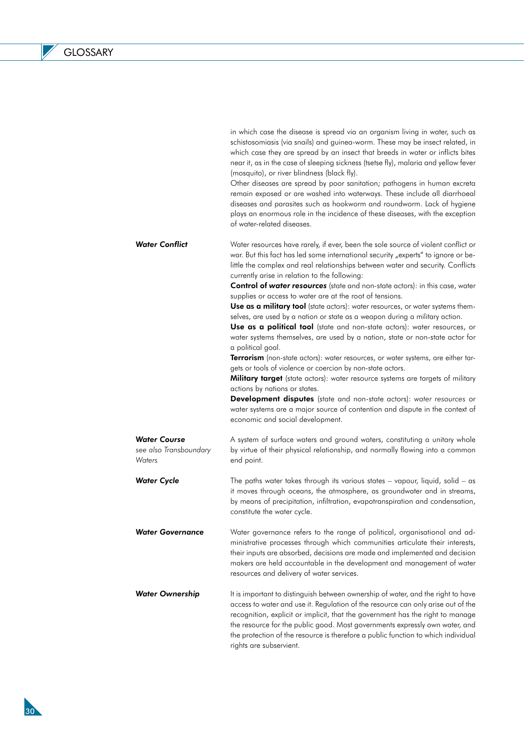in which case the disease is spread via an organism living in water, such as schistosomiasis (via snails) and guinea-worm. These may be insect related, in which case they are spread by an insect that breeds in water or inflicts bites near it, as in the case of sleeping sickness (tsetse fly), malaria and yellow fever (mosquito), or river blindness (black fly).

Other diseases are spread by poor sanitation; pathogens in human excreta remain exposed or are washed into waterways. These include all diarrhoeal diseases and parasites such as hookworm and roundworm. Lack of hygiene plays an enormous role in the incidence of these diseases, with the exception of water-related diseases.

***Water Conflict***

Water resources have rarely, if ever, been the sole source of violent conflict or war. But this fact has led some international security „experts" to ignore or belittle the complex and real relationships between water and security. Conflicts currently arise in relation to the following:

**Control of *water resources*** (state and non-state actors): in this case, water supplies or access to water are at the root of tensions.

**Use as a military tool** (state actors): water resources, or water systems themselves, are used by a nation or state as a weapon during a military action.

**Use as a political tool** (state and non-state actors): water resources, or water systems themselves, are used by a nation, state or non-state actor for a political goal.

**Terrorism** (non-state actors): water resources, or water systems, are either targets or tools of violence or coercion by non-state actors.

**Military target** (state actors): water resource systems are targets of military actions by nations or states.

**Development disputes** (state and non-state actors): *water resources* or water systems are a major source of contention and dispute in the context of economic and social development.

***Water Course***
*see also Transboundary Waters*

A system of surface waters and ground waters, constituting a unitary whole by virtue of their physical relationship, and normally flowing into a common end point.

***Water Cycle***

The paths water takes through its various states – vapour, liquid, solid – as it moves through oceans, the atmosphere, as groundwater and in streams, by means of precipitation, infiltration, evapotranspiration and condensation, constitute the water cycle.

***Water Governance***

Water governance refers to the range of political, organisational and administrative processes through which communities articulate their interests, their inputs are absorbed, decisions are made and implemented and decision makers are held accountable in the development and management of water resources and delivery of water services.

***Water Ownership***

It is important to distinguish between ownership of water, and the right to have access to water and use it. Regulation of the resource can only arise out of the recognition, explicit or implicit, that the government has the right to manage the resource for the public good. Most governments expressly own water, and the protection of the resource is therefore a public function to which individual rights are subservient.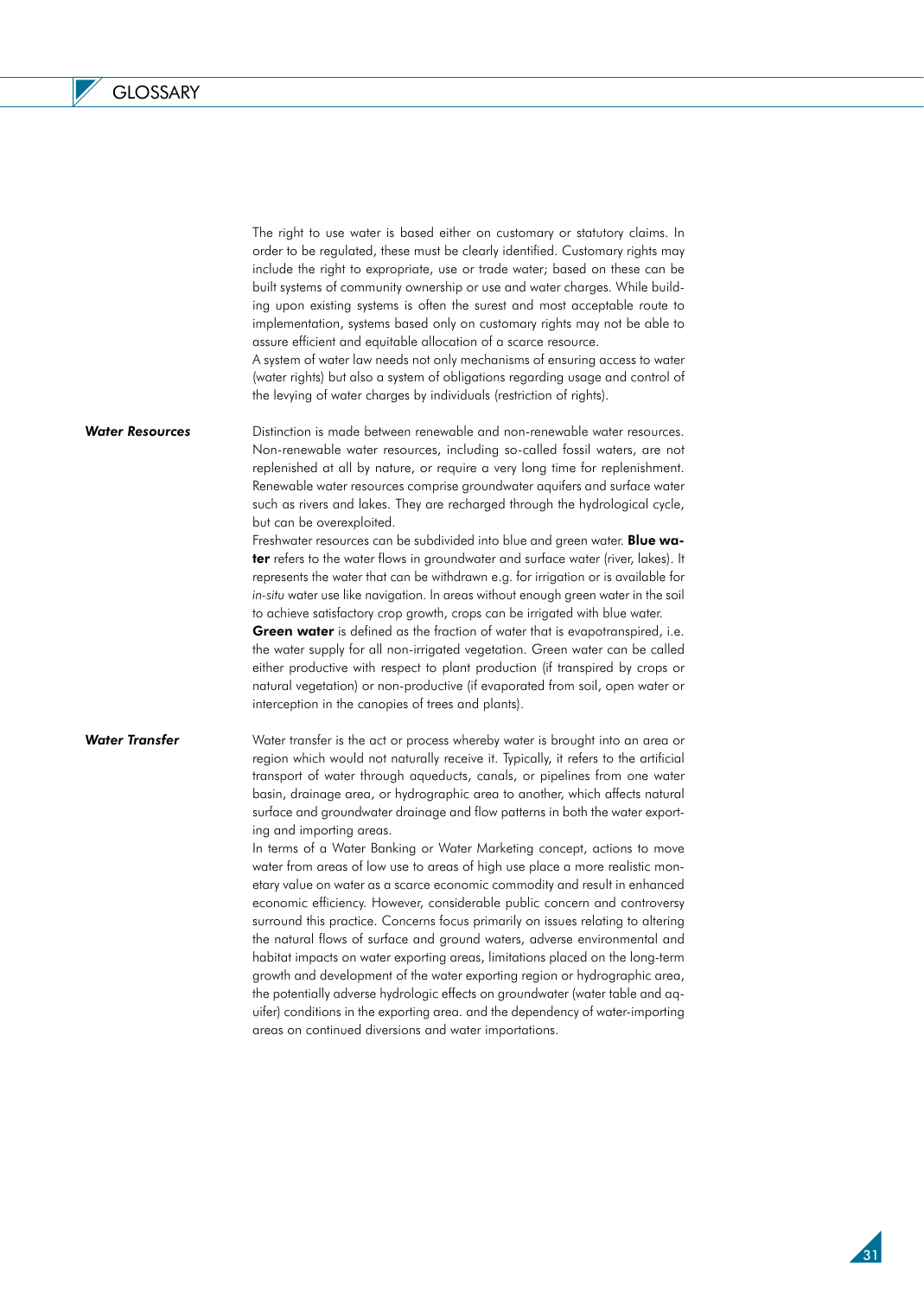The right to use water is based either on customary or statutory claims. In order to be regulated, these must be clearly identified. Customary rights may include the right to expropriate, use or trade water; based on these can be built systems of community ownership or use and water charges. While building upon existing systems is often the surest and most acceptable route to implementation, systems based only on customary rights may not be able to assure efficient and equitable allocation of a scarce resource.

A system of water law needs not only mechanisms of ensuring access to water (water rights) but also a system of obligations regarding usage and control of the levying of water charges by individuals (restriction of rights).

***Water Resources***

Distinction is made between renewable and non-renewable water resources. Non-renewable water resources, including so-called fossil waters, are not replenished at all by nature, or require a very long time for replenishment. Renewable water resources comprise groundwater aquifers and surface water such as rivers and lakes. They are recharged through the hydrological cycle, but can be overexploited.

Freshwater resources can be subdivided into blue and green water. **Blue water** refers to the water flows in groundwater and surface water (river, lakes). It represents the water that can be withdrawn e.g. for irrigation or is available for *in-situ* water use like navigation. In areas without enough green water in the soil to achieve satisfactory crop growth, crops can be irrigated with blue water.

**Green water** is defined as the fraction of water that is evapotranspired, i.e. the water supply for all non-irrigated vegetation. Green water can be called either productive with respect to plant production (if transpired by crops or natural vegetation) or non-productive (if evaporated from soil, open water or interception in the canopies of trees and plants).

***Water Transfer***

Water transfer is the act or process whereby water is brought into an area or region which would not naturally receive it. Typically, it refers to the artificial transport of water through aqueducts, canals, or pipelines from one water basin, drainage area, or hydrographic area to another, which affects natural surface and groundwater drainage and flow patterns in both the water exporting and importing areas.

In terms of a Water Banking or Water Marketing concept, actions to move water from areas of low use to areas of high use place a more realistic monetary value on water as a scarce economic commodity and result in enhanced economic efficiency. However, considerable public concern and controversy surround this practice. Concerns focus primarily on issues relating to altering the natural flows of surface and ground waters, adverse environmental and habitat impacts on water exporting areas, limitations placed on the long-term growth and development of the water exporting region or hydrographic area, the potentially adverse hydrologic effects on groundwater (water table and aquifer) conditions in the exporting area. and the dependency of water-importing areas on continued diversions and water importations.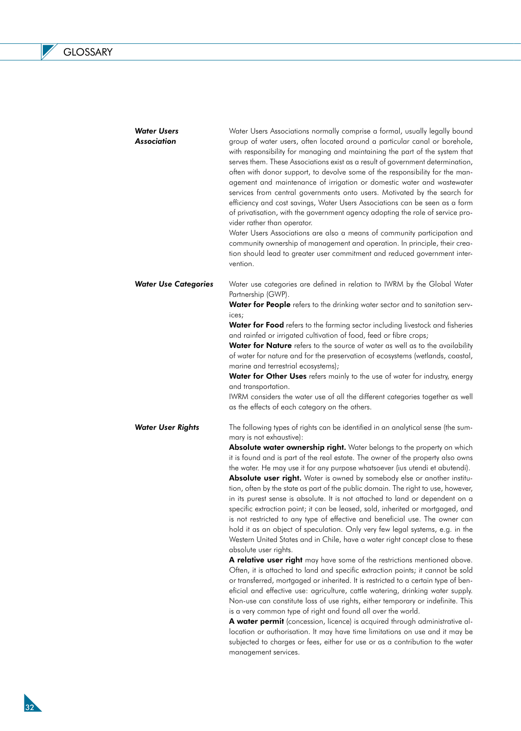***Water Users Association***

Water Users Associations normally comprise a formal, usually legally bound group of water users, often located around a particular canal or borehole, with responsibility for managing and maintaining the part of the system that serves them. These Associations exist as a result of government determination, often with donor support, to devolve some of the responsibility for the management and maintenance of irrigation or domestic water and wastewater services from central governments onto users. Motivated by the search for efficiency and cost savings, Water Users Associations can be seen as a form of privatisation, with the government agency adopting the role of service provider rather than operator.

Water Users Associations are also a means of community participation and community ownership of management and operation. In principle, their creation should lead to greater user commitment and reduced government intervention.

***Water Use Categories***

Water use categories are defined in relation to IWRM by the Global Water Partnership (GWP).

**Water for People** refers to the drinking water sector and to sanitation services;

**Water for Food** refers to the farming sector including livestock and fisheries and rainfed or irrigated cultivation of food, feed or fibre crops;

**Water for Nature** refers to the source of water as well as to the availability of water for nature and for the preservation of ecosystems (wetlands, coastal, marine and terrestrial ecosystems);

**Water for Other Uses** refers mainly to the use of water for industry, energy and transportation.

IWRM considers the water use of all the different categories together as well as the effects of each category on the others.

***Water User Rights***

The following types of rights can be identified in an analytical sense (the summary is not exhaustive):

**Absolute water ownership right.** Water belongs to the property on which it is found and is part of the real estate. The owner of the property also owns the water. He may use it for any purpose whatsoever (ius utendi et abutendi).

**Absolute user right.** Water is owned by somebody else or another institution, often by the state as part of the public domain. The right to use, however, in its purest sense is absolute. It is not attached to land or dependent on a specific extraction point; it can be leased, sold, inherited or mortgaged, and is not restricted to any type of effective and beneficial use. The owner can hold it as an object of speculation. Only very few legal systems, e.g. in the Western United States and in Chile, have a water right concept close to these absolute user rights.

**A relative user right** may have some of the restrictions mentioned above. Often, it is attached to land and specific extraction points; it cannot be sold or transferred, mortgaged or inherited. It is restricted to a certain type of beneficial and effective use: agriculture, cattle watering, drinking water supply. Non-use can constitute loss of use rights, either temporary or indefinite. This is a very common type of right and found all over the world.

**A water permit** (concession, licence) is acquired through administrative allocation or authorisation. It may have time limitations on use and it may be subjected to charges or fees, either for use or as a contribution to the water management services.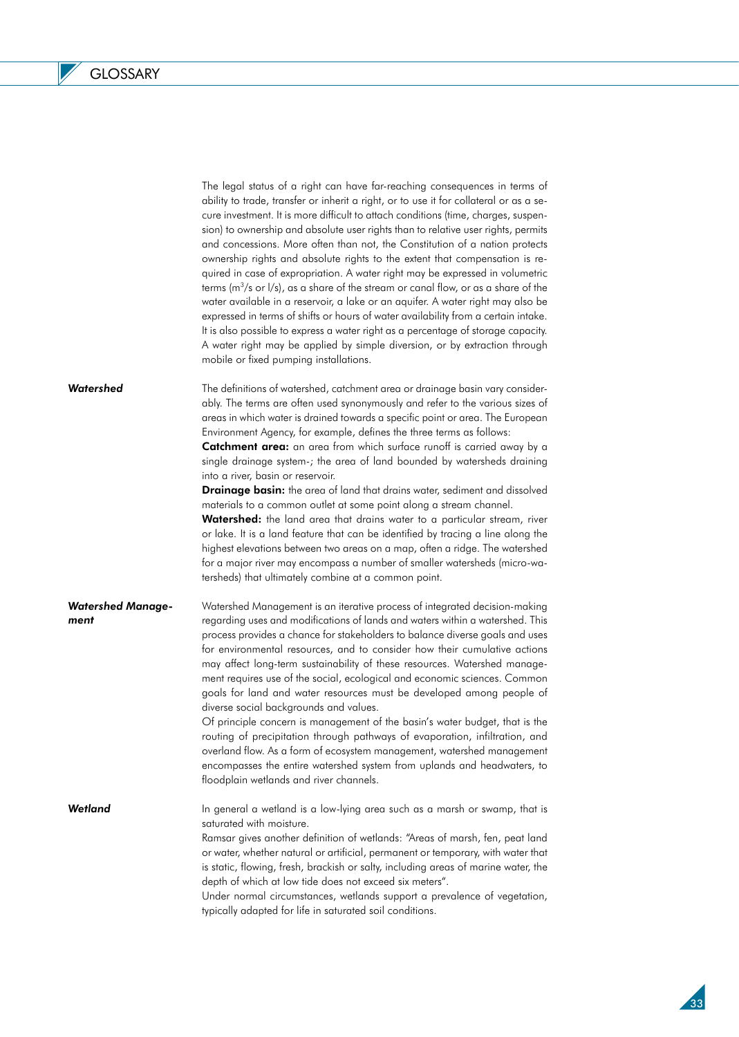The legal status of a right can have far-reaching consequences in terms of ability to trade, transfer or inherit a right, or to use it for collateral or as a secure investment. It is more difficult to attach conditions (time, charges, suspension) to ownership and absolute user rights than to relative user rights, permits and concessions. More often than not, the Constitution of a nation protects ownership rights and absolute rights to the extent that compensation is required in case of expropriation. A water right may be expressed in volumetric terms ($m^3/s$ or l/s), as a share of the stream or canal flow, or as a share of the water available in a reservoir, a lake or an aquifer. A water right may also be expressed in terms of shifts or hours of water availability from a certain intake. It is also possible to express a water right as a percentage of storage capacity. A water right may be applied by simple diversion, or by extraction through mobile or fixed pumping installations.

***Watershed***

The definitions of watershed, catchment area or drainage basin vary considerably. The terms are often used synonymously and refer to the various sizes of areas in which water is drained towards a specific point or area. The European Environment Agency, for example, defines the three terms as follows:

**Catchment area:** an area from which surface runoff is carried away by a single drainage system-; the area of land bounded by watersheds draining into a river, basin or reservoir.

**Drainage basin:** the area of land that drains water, sediment and dissolved materials to a common outlet at some point along a stream channel.

**Watershed:** the land area that drains water to a particular stream, river or lake. It is a land feature that can be identified by tracing a line along the highest elevations between two areas on a map, often a ridge. The watershed for a major river may encompass a number of smaller watersheds (micro-watersheds) that ultimately combine at a common point.

***Watershed Management***

Watershed Management is an iterative process of integrated decision-making regarding uses and modifications of lands and waters within a watershed. This process provides a chance for stakeholders to balance diverse goals and uses for environmental resources, and to consider how their cumulative actions may affect long-term sustainability of these resources. Watershed management requires use of the social, ecological and economic sciences. Common goals for land and water resources must be developed among people of diverse social backgrounds and values.

Of principle concern is management of the basin's water budget, that is the routing of precipitation through pathways of evaporation, infiltration, and overland flow. As a form of ecosystem management, watershed management encompasses the entire watershed system from uplands and headwaters, to floodplain wetlands and river channels.

***Wetland***

In general a wetland is a low-lying area such as a marsh or swamp, that is saturated with moisture.

Ramsar gives another definition of wetlands: "Areas of marsh, fen, peat land or water, whether natural or artificial, permanent or temporary, with water that is static, flowing, fresh, brackish or salty, including areas of marine water, the depth of which at low tide does not exceed six meters".

Under normal circumstances, wetlands support a prevalence of vegetation, typically adapted for life in saturated soil conditions.